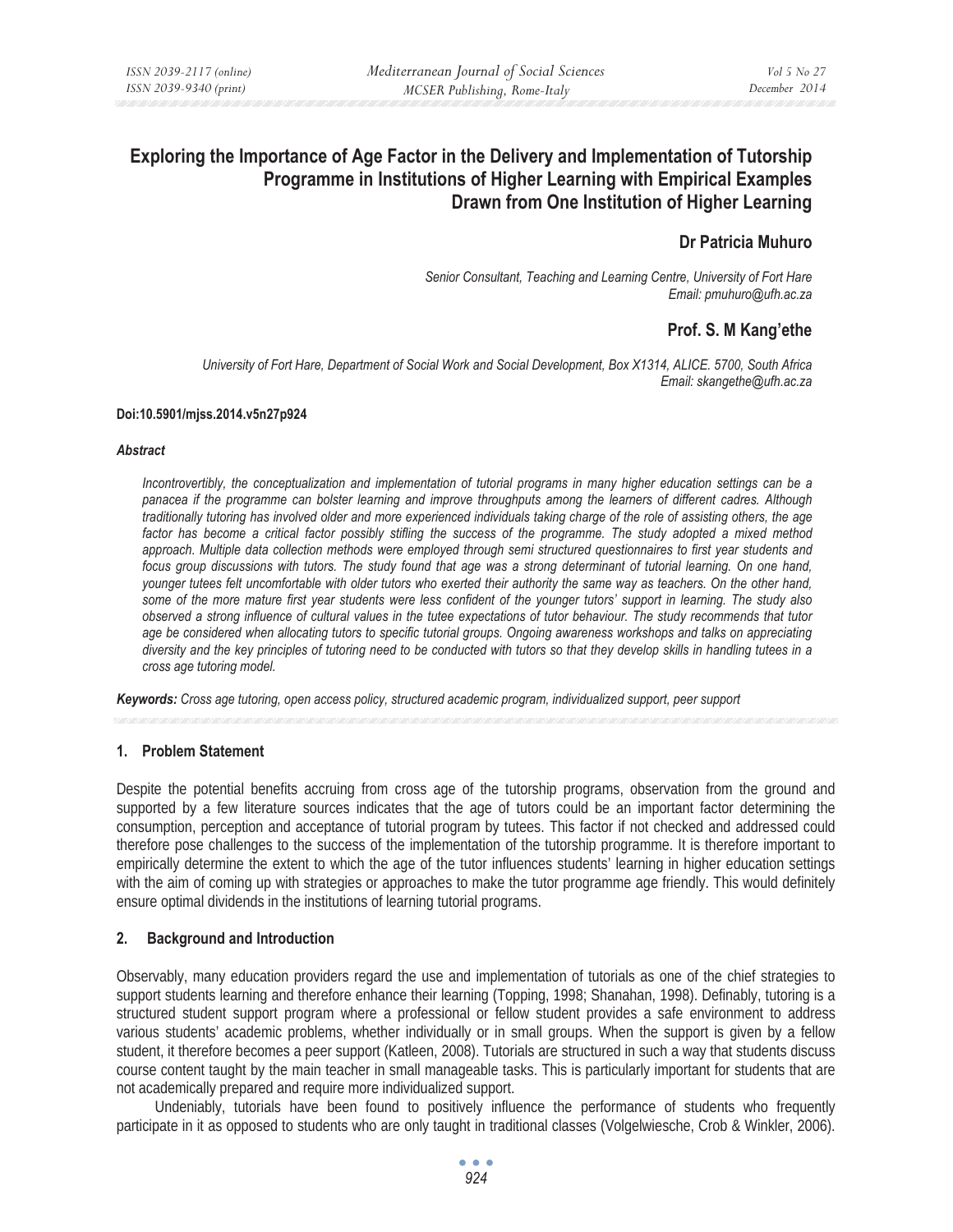# Exploring the Importance of Age Factor in the Delivery and Implementation of Tutorship Programme in Institutions of Higher Learning with Empirical Examples Drawn from One Institution of Higher Learning

**Dr Patricia Muhuro**

*Senior Consultant, Teaching and Learning Centre, University of Fort Hare*
*Email: pmuhuro@ufh.ac.za*

**Prof. S. M Kang'ethe**

*University of Fort Hare, Department of Social Work and Social Development, Box X1314, ALICE. 5700, South Africa*
*Email: skangethe@ufh.ac.za*

**Doi:10.5901/mjss.2014.v5n27p924**

***Abstract***

*Incontrovertibly, the conceptualization and implementation of tutorial programs in many higher education settings can be a panacea if the programme can bolster learning and improve throughputs among the learners of different cadres. Although traditionally tutoring has involved older and more experienced individuals taking charge of the role of assisting others, the age factor has become a critical factor possibly stifling the success of the programme. The study adopted a mixed method approach. Multiple data collection methods were employed through semi structured questionnaires to first year students and focus group discussions with tutors. The study found that age was a strong determinant of tutorial learning. On one hand, younger tutees felt uncomfortable with older tutors who exerted their authority the same way as teachers. On the other hand, some of the more mature first year students were less confident of the younger tutors' support in learning. The study also observed a strong influence of cultural values in the tutee expectations of tutor behaviour. The study recommends that tutor age be considered when allocating tutors to specific tutorial groups. Ongoing awareness workshops and talks on appreciating diversity and the key principles of tutoring need to be conducted with tutors so that they develop skills in handling tutees in a cross age tutoring model.*

***Keywords:*** *Cross age tutoring, open access policy, structured academic program, individualized support, peer support*

## 1. Problem Statement

Despite the potential benefits accruing from cross age of the tutorship programs, observation from the ground and supported by a few literature sources indicates that the age of tutors could be an important factor determining the consumption, perception and acceptance of tutorial program by tutees. This factor if not checked and addressed could therefore pose challenges to the success of the implementation of the tutorship programme. It is therefore important to empirically determine the extent to which the age of the tutor influences students' learning in higher education settings with the aim of coming up with strategies or approaches to make the tutor programme age friendly. This would definitely ensure optimal dividends in the institutions of learning tutorial programs.

## 2. Background and Introduction

Observably, many education providers regard the use and implementation of tutorials as one of the chief strategies to support students learning and therefore enhance their learning (Topping, 1998; Shanahan, 1998). Definably, tutoring is a structured student support program where a professional or fellow student provides a safe environment to address various students' academic problems, whether individually or in small groups. When the support is given by a fellow student, it therefore becomes a peer support (Katleen, 2008). Tutorials are structured in such a way that students discuss course content taught by the main teacher in small manageable tasks. This is particularly important for students that are not academically prepared and require more individualized support.

Undeniably, tutorials have been found to positively influence the performance of students who frequently participate in it as opposed to students who are only taught in traditional classes (Volgelwiesche, Crob & Winkler, 2006).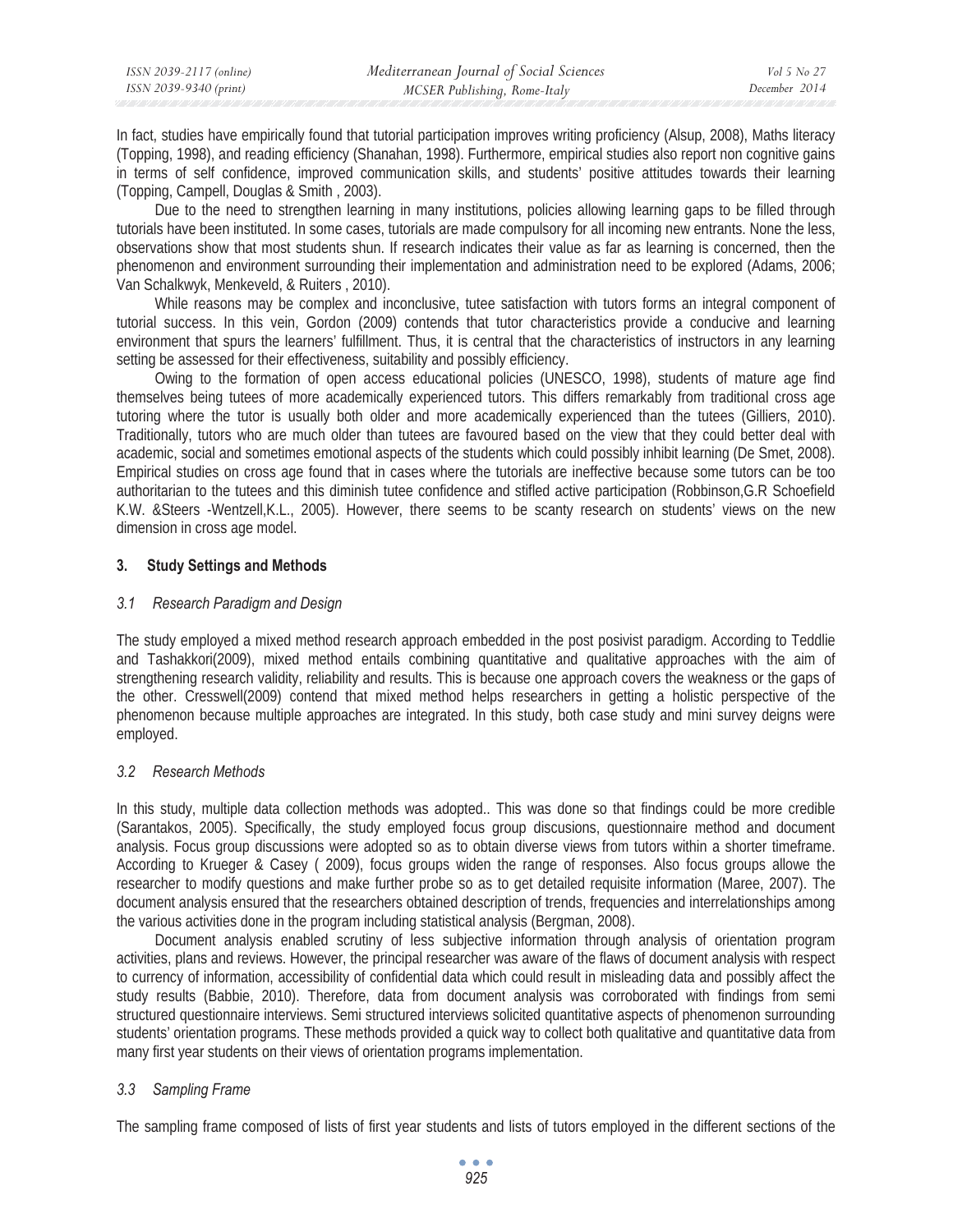In fact, studies have empirically found that tutorial participation improves writing proficiency (Alsup, 2008), Maths literacy (Topping, 1998), and reading efficiency (Shanahan, 1998). Furthermore, empirical studies also report non cognitive gains in terms of self confidence, improved communication skills, and students' positive attitudes towards their learning (Topping, Campell, Douglas & Smith , 2003).

Due to the need to strengthen learning in many institutions, policies allowing learning gaps to be filled through tutorials have been instituted. In some cases, tutorials are made compulsory for all incoming new entrants. None the less, observations show that most students shun. If research indicates their value as far as learning is concerned, then the phenomenon and environment surrounding their implementation and administration need to be explored (Adams, 2006; Van Schalkwyk, Menkeveld, & Ruiters , 2010).

While reasons may be complex and inconclusive, tutee satisfaction with tutors forms an integral component of tutorial success. In this vein, Gordon (2009) contends that tutor characteristics provide a conducive and learning environment that spurs the learners' fulfillment. Thus, it is central that the characteristics of instructors in any learning setting be assessed for their effectiveness, suitability and possibly efficiency.

Owing to the formation of open access educational policies (UNESCO, 1998), students of mature age find themselves being tutees of more academically experienced tutors. This differs remarkably from traditional cross age tutoring where the tutor is usually both older and more academically experienced than the tutees (Gilliers, 2010). Traditionally, tutors who are much older than tutees are favoured based on the view that they could better deal with academic, social and sometimes emotional aspects of the students which could possibly inhibit learning (De Smet, 2008). Empirical studies on cross age found that in cases where the tutorials are ineffective because some tutors can be too authoritarian to the tutees and this diminish tutee confidence and stifled active participation (Robbinson,G.R Schoefield K.W. &Steers -Wentzell,K.L., 2005). However, there seems to be scanty research on students' views on the new dimension in cross age model.

## 3. Study Settings and Methods

### *3.1 Research Paradigm and Design*

The study employed a mixed method research approach embedded in the post posivist paradigm. According to Teddlie and Tashakkori(2009), mixed method entails combining quantitative and qualitative approaches with the aim of strengthening research validity, reliability and results. This is because one approach covers the weakness or the gaps of the other. Cresswell(2009) contend that mixed method helps researchers in getting a holistic perspective of the phenomenon because multiple approaches are integrated. In this study, both case study and mini survey deigns were employed.

### *3.2 Research Methods*

In this study, multiple data collection methods was adopted.. This was done so that findings could be more credible (Sarantakos, 2005). Specifically, the study employed focus group discusions, questionnaire method and document analysis. Focus group discussions were adopted so as to obtain diverse views from tutors within a shorter timeframe. According to Krueger & Casey ( 2009), focus groups widen the range of responses. Also focus groups allowe the researcher to modify questions and make further probe so as to get detailed requisite information (Maree, 2007). The document analysis ensured that the researchers obtained description of trends, frequencies and interrelationships among the various activities done in the program including statistical analysis (Bergman, 2008).

Document analysis enabled scrutiny of less subjective information through analysis of orientation program activities, plans and reviews. However, the principal researcher was aware of the flaws of document analysis with respect to currency of information, accessibility of confidential data which could result in misleading data and possibly affect the study results (Babbie, 2010). Therefore, data from document analysis was corroborated with findings from semi structured questionnaire interviews. Semi structured interviews solicited quantitative aspects of phenomenon surrounding students' orientation programs. These methods provided a quick way to collect both qualitative and quantitative data from many first year students on their views of orientation programs implementation.

### *3.3 Sampling Frame*

The sampling frame composed of lists of first year students and lists of tutors employed in the different sections of the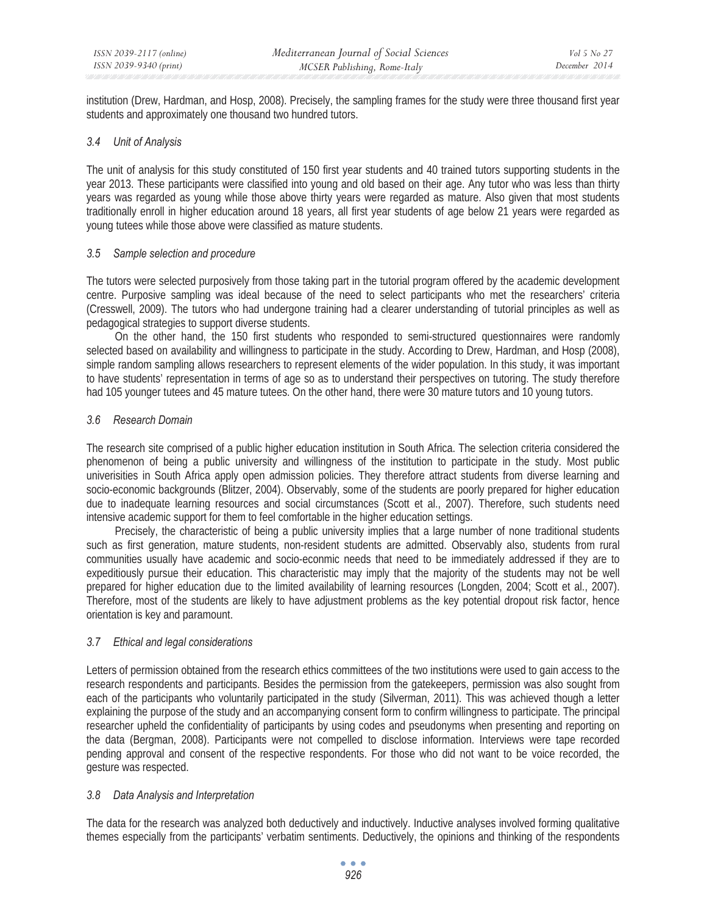institution (Drew, Hardman, and Hosp, 2008). Precisely, the sampling frames for the study were three thousand first year students and approximately one thousand two hundred tutors.

### *3.4 Unit of Analysis*

The unit of analysis for this study constituted of 150 first year students and 40 trained tutors supporting students in the year 2013. These participants were classified into young and old based on their age. Any tutor who was less than thirty years was regarded as young while those above thirty years were regarded as mature. Also given that most students traditionally enroll in higher education around 18 years, all first year students of age below 21 years were regarded as young tutees while those above were classified as mature students.

### *3.5 Sample selection and procedure*

The tutors were selected purposively from those taking part in the tutorial program offered by the academic development centre. Purposive sampling was ideal because of the need to select participants who met the researchers' criteria (Cresswell, 2009). The tutors who had undergone training had a clearer understanding of tutorial principles as well as pedagogical strategies to support diverse students.

On the other hand, the 150 first students who responded to semi-structured questionnaires were randomly selected based on availability and willingness to participate in the study. According to Drew, Hardman, and Hosp (2008), simple random sampling allows researchers to represent elements of the wider population. In this study, it was important to have students' representation in terms of age so as to understand their perspectives on tutoring. The study therefore had 105 younger tutees and 45 mature tutees. On the other hand, there were 30 mature tutors and 10 young tutors.

### *3.6 Research Domain*

The research site comprised of a public higher education institution in South Africa. The selection criteria considered the phenomenon of being a public university and willingness of the institution to participate in the study. Most public univerisities in South Africa apply open admission policies. They therefore attract students from diverse learning and socio-economic backgrounds (Blitzer, 2004). Observably, some of the students are poorly prepared for higher education due to inadequate learning resources and social circumstances (Scott et al., 2007). Therefore, such students need intensive academic support for them to feel comfortable in the higher education settings.

Precisely, the characteristic of being a public university implies that a large number of none traditional students such as first generation, mature students, non-resident students are admitted. Observably also, students from rural communities usually have academic and socio-econmic needs that need to be immediately addressed if they are to expeditiously pursue their education. This characteristic may imply that the majority of the students may not be well prepared for higher education due to the limited availability of learning resources (Longden, 2004; Scott et al., 2007). Therefore, most of the students are likely to have adjustment problems as the key potential dropout risk factor, hence orientation is key and paramount.

### *3.7 Ethical and legal considerations*

Letters of permission obtained from the research ethics committees of the two institutions were used to gain access to the research respondents and participants. Besides the permission from the gatekeepers, permission was also sought from each of the participants who voluntarily participated in the study (Silverman, 2011). This was achieved though a letter explaining the purpose of the study and an accompanying consent form to confirm willingness to participate. The principal researcher upheld the confidentiality of participants by using codes and pseudonyms when presenting and reporting on the data (Bergman, 2008). Participants were not compelled to disclose information. Interviews were tape recorded pending approval and consent of the respective respondents. For those who did not want to be voice recorded, the gesture was respected.

### *3.8 Data Analysis and Interpretation*

The data for the research was analyzed both deductively and inductively. Inductive analyses involved forming qualitative themes especially from the participants' verbatim sentiments. Deductively, the opinions and thinking of the respondents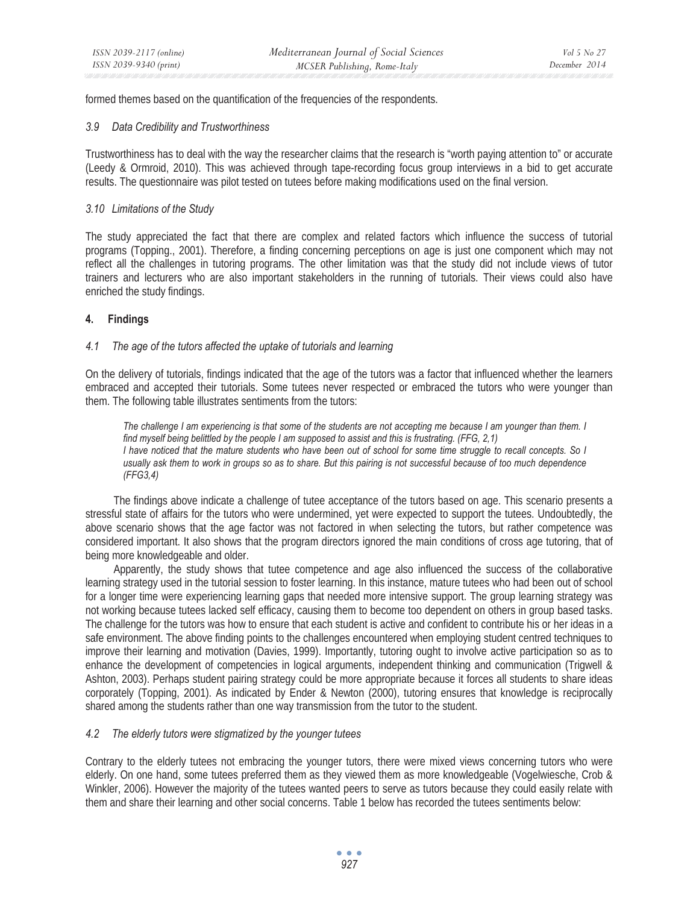formed themes based on the quantification of the frequencies of the respondents.

### *3.9 Data Credibility and Trustworthiness*

Trustworthiness has to deal with the way the researcher claims that the research is "worth paying attention to" or accurate (Leedy & Ormroid, 2010). This was achieved through tape-recording focus group interviews in a bid to get accurate results. The questionnaire was pilot tested on tutees before making modifications used on the final version.

### *3.10 Limitations of the Study*

The study appreciated the fact that there are complex and related factors which influence the success of tutorial programs (Topping., 2001). Therefore, a finding concerning perceptions on age is just one component which may not reflect all the challenges in tutoring programs. The other limitation was that the study did not include views of tutor trainers and lecturers who are also important stakeholders in the running of tutorials. Their views could also have enriched the study findings.

## 4. Findings

### *4.1 The age of the tutors affected the uptake of tutorials and learning*

On the delivery of tutorials, findings indicated that the age of the tutors was a factor that influenced whether the learners embraced and accepted their tutorials. Some tutees never respected or embraced the tutors who were younger than them. The following table illustrates sentiments from the tutors:

> *The challenge I am experiencing is that some of the students are not accepting me because I am younger than them. I find myself being belittled by the people I am supposed to assist and this is frustrating. (FFG, 2,1)*
> *I have noticed that the mature students who have been out of school for some time struggle to recall concepts. So I usually ask them to work in groups so as to share. But this pairing is not successful because of too much dependence (FFG3,4)*

The findings above indicate a challenge of tutee acceptance of the tutors based on age. This scenario presents a stressful state of affairs for the tutors who were undermined, yet were expected to support the tutees. Undoubtedly, the above scenario shows that the age factor was not factored in when selecting the tutors, but rather competence was considered important. It also shows that the program directors ignored the main conditions of cross age tutoring, that of being more knowledgeable and older.

Apparently, the study shows that tutee competence and age also influenced the success of the collaborative learning strategy used in the tutorial session to foster learning. In this instance, mature tutees who had been out of school for a longer time were experiencing learning gaps that needed more intensive support. The group learning strategy was not working because tutees lacked self efficacy, causing them to become too dependent on others in group based tasks. The challenge for the tutors was how to ensure that each student is active and confident to contribute his or her ideas in a safe environment. The above finding points to the challenges encountered when employing student centred techniques to improve their learning and motivation (Davies, 1999). Importantly, tutoring ought to involve active participation so as to enhance the development of competencies in logical arguments, independent thinking and communication (Trigwell & Ashton, 2003). Perhaps student pairing strategy could be more appropriate because it forces all students to share ideas corporately (Topping, 2001). As indicated by Ender & Newton (2000), tutoring ensures that knowledge is reciprocally shared among the students rather than one way transmission from the tutor to the student.

### *4.2 The elderly tutors were stigmatized by the younger tutees*

Contrary to the elderly tutees not embracing the younger tutors, there were mixed views concerning tutors who were elderly. On one hand, some tutees preferred them as they viewed them as more knowledgeable (Vogelwiesche, Crob & Winkler, 2006). However the majority of the tutees wanted peers to serve as tutors because they could easily relate with them and share their learning and other social concerns. Table 1 below has recorded the tutees sentiments below: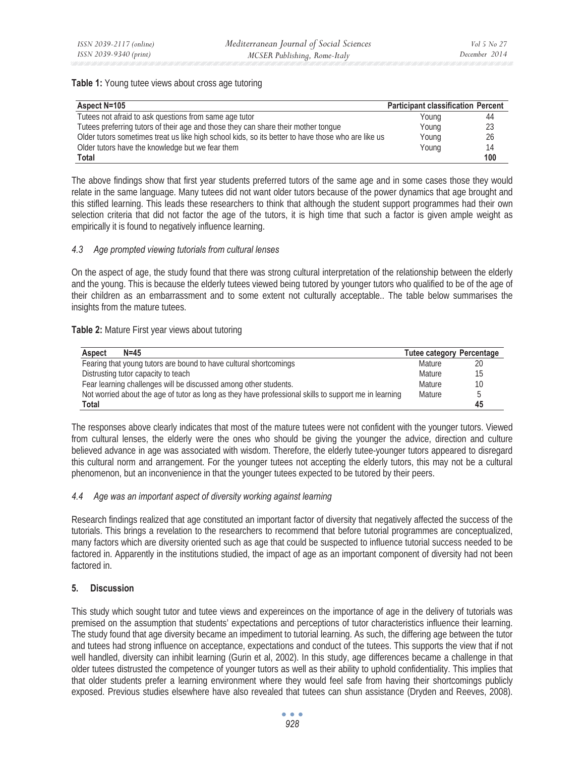**Table 1:** Young tutee views about cross age tutoring

| Aspect N=105 | Participant classification | Percent |
|---|---|---|
| Tutees not afraid to ask questions from same age tutor | Young | 44 |
| Tutees preferring tutors of their age and those they can share their mother tongue | Young | 23 |
| Older tutors sometimes treat us like high school kids, so its better to have those who are like us | Young | 26 |
| Older tutors have the knowledge but we fear them | Young | 14 |
| **Total** | | **100** |

The above findings show that first year students preferred tutors of the same age and in some cases those they would relate in the same language. Many tutees did not want older tutors because of the power dynamics that age brought and this stifled learning. This leads these researchers to think that although the student support programmes had their own selection criteria that did not factor the age of the tutors, it is high time that such a factor is given ample weight as empirically it is found to negatively influence learning.

### *4.3 Age prompted viewing tutorials from cultural lenses*

On the aspect of age, the study found that there was strong cultural interpretation of the relationship between the elderly and the young. This is because the elderly tutees viewed being tutored by younger tutors who qualified to be of the age of their children as an embarrassment and to some extent not culturally acceptable.. The table below summarises the insights from the mature tutees.

**Table 2:** Mature First year views about tutoring

| Aspect N=45 | Tutee category | Percentage |
|---|---|---|
| Fearing that young tutors are bound to have cultural shortcomings | Mature | 20 |
| Distrusting tutor capacity to teach | Mature | 15 |
| Fear learning challenges will be discussed among other students. | Mature | 10 |
| Not worried about the age of tutor as long as they have professional skills to support me in learning | Mature | 5 |
| **Total** | | **45** |

The responses above clearly indicates that most of the mature tutees were not confident with the younger tutors. Viewed from cultural lenses, the elderly were the ones who should be giving the younger the advice, direction and culture believed advance in age was associated with wisdom. Therefore, the elderly tutee-younger tutors appeared to disregard this cultural norm and arrangement. For the younger tutees not accepting the elderly tutors, this may not be a cultural phenomenon, but an inconvenience in that the younger tutees expected to be tutored by their peers.

### *4.4 Age was an important aspect of diversity working against learning*

Research findings realized that age constituted an important factor of diversity that negatively affected the success of the tutorials. This brings a revelation to the researchers to recommend that before tutorial programmes are conceptualized, many factors which are diversity oriented such as age that could be suspected to influence tutorial success needed to be factored in. Apparently in the institutions studied, the impact of age as an important component of diversity had not been factored in.

## 5. Discussion

This study which sought tutor and tutee views and expereinces on the importance of age in the delivery of tutorials was premised on the assumption that students' expectations and perceptions of tutor characteristics influence their learning. The study found that age diversity became an impediment to tutorial learning. As such, the differing age between the tutor and tutees had strong influence on acceptance, expectations and conduct of the tutees. This supports the view that if not well handled, diversity can inhibit learning (Gurin et al, 2002). In this study, age differences became a challenge in that older tutees distrusted the competence of younger tutors as well as their ability to uphold confidentiality. This implies that that older students prefer a learning environment where they would feel safe from having their shortcomings publicly exposed. Previous studies elsewhere have also revealed that tutees can shun assistance (Dryden and Reeves, 2008).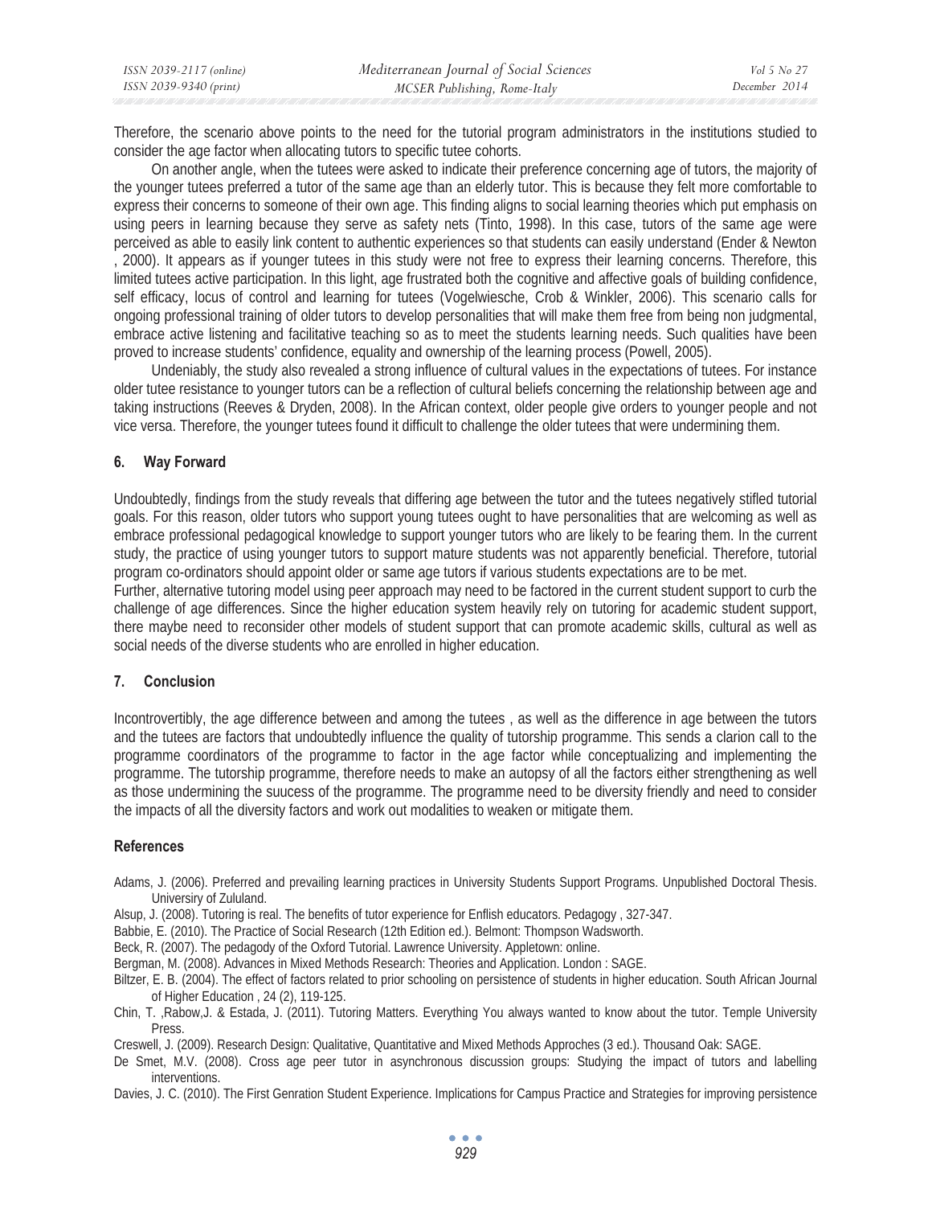Therefore, the scenario above points to the need for the tutorial program administrators in the institutions studied to consider the age factor when allocating tutors to specific tutee cohorts.

On another angle, when the tutees were asked to indicate their preference concerning age of tutors, the majority of the younger tutees preferred a tutor of the same age than an elderly tutor. This is because they felt more comfortable to express their concerns to someone of their own age. This finding aligns to social learning theories which put emphasis on using peers in learning because they serve as safety nets (Tinto, 1998). In this case, tutors of the same age were perceived as able to easily link content to authentic experiences so that students can easily understand (Ender & Newton , 2000). It appears as if younger tutees in this study were not free to express their learning concerns. Therefore, this limited tutees active participation. In this light, age frustrated both the cognitive and affective goals of building confidence, self efficacy, locus of control and learning for tutees (Vogelwiesche, Crob & Winkler, 2006). This scenario calls for ongoing professional training of older tutors to develop personalities that will make them free from being non judgmental, embrace active listening and facilitative teaching so as to meet the students learning needs. Such qualities have been proved to increase students' confidence, equality and ownership of the learning process (Powell, 2005).

Undeniably, the study also revealed a strong influence of cultural values in the expectations of tutees. For instance older tutee resistance to younger tutors can be a reflection of cultural beliefs concerning the relationship between age and taking instructions (Reeves & Dryden, 2008). In the African context, older people give orders to younger people and not vice versa. Therefore, the younger tutees found it difficult to challenge the older tutees that were undermining them.

## 6. Way Forward

Undoubtedly, findings from the study reveals that differing age between the tutor and the tutees negatively stifled tutorial goals. For this reason, older tutors who support young tutees ought to have personalities that are welcoming as well as embrace professional pedagogical knowledge to support younger tutors who are likely to be fearing them. In the current study, the practice of using younger tutors to support mature students was not apparently beneficial. Therefore, tutorial program co-ordinators should appoint older or same age tutors if various students expectations are to be met.

Further, alternative tutoring model using peer approach may need to be factored in the current student support to curb the challenge of age differences. Since the higher education system heavily rely on tutoring for academic student support, there maybe need to reconsider other models of student support that can promote academic skills, cultural as well as social needs of the diverse students who are enrolled in higher education.

## 7. Conclusion

Incontrovertibly, the age difference between and among the tutees , as well as the difference in age between the tutors and the tutees are factors that undoubtedly influence the quality of tutorship programme. This sends a clarion call to the programme coordinators of the programme to factor in the age factor while conceptualizing and implementing the programme. The tutorship programme, therefore needs to make an autopsy of all the factors either strengthening as well as those undermining the suucess of the programme. The programme need to be diversity friendly and need to consider the impacts of all the diversity factors and work out modalities to weaken or mitigate them.

## References

Adams, J. (2006). Preferred and prevailing learning practices in University Students Support Programs. Unpublished Doctoral Thesis. Universiry of Zululand.

Alsup, J. (2008). Tutoring is real. The benefits of tutor experience for Enflish educators. Pedagogy , 327-347.

Babbie, E. (2010). The Practice of Social Research (12th Edition ed.). Belmont: Thompson Wadsworth.

Beck, R. (2007). The pedagody of the Oxford Tutorial. Lawrence University. Appletown: online.

Bergman, M. (2008). Advances in Mixed Methods Research: Theories and Application. London : SAGE.

Biltzer, E. B. (2004). The effect of factors related to prior schooling on persistence of students in higher education. South African Journal of Higher Education , 24 (2), 119-125.

Chin, T. ,Rabow,J. & Estada, J. (2011). Tutoring Matters. Everything You always wanted to know about the tutor. Temple University Press.

Creswell, J. (2009). Research Design: Qualitative, Quantitative and Mixed Methods Approches (3 ed.). Thousand Oak: SAGE.

De Smet, M.V. (2008). Cross age peer tutor in asynchronous discussion groups: Studying the impact of tutors and labelling interventions.

Davies, J. C. (2010). The First Genration Student Experience. Implications for Campus Practice and Strategies for improving persistence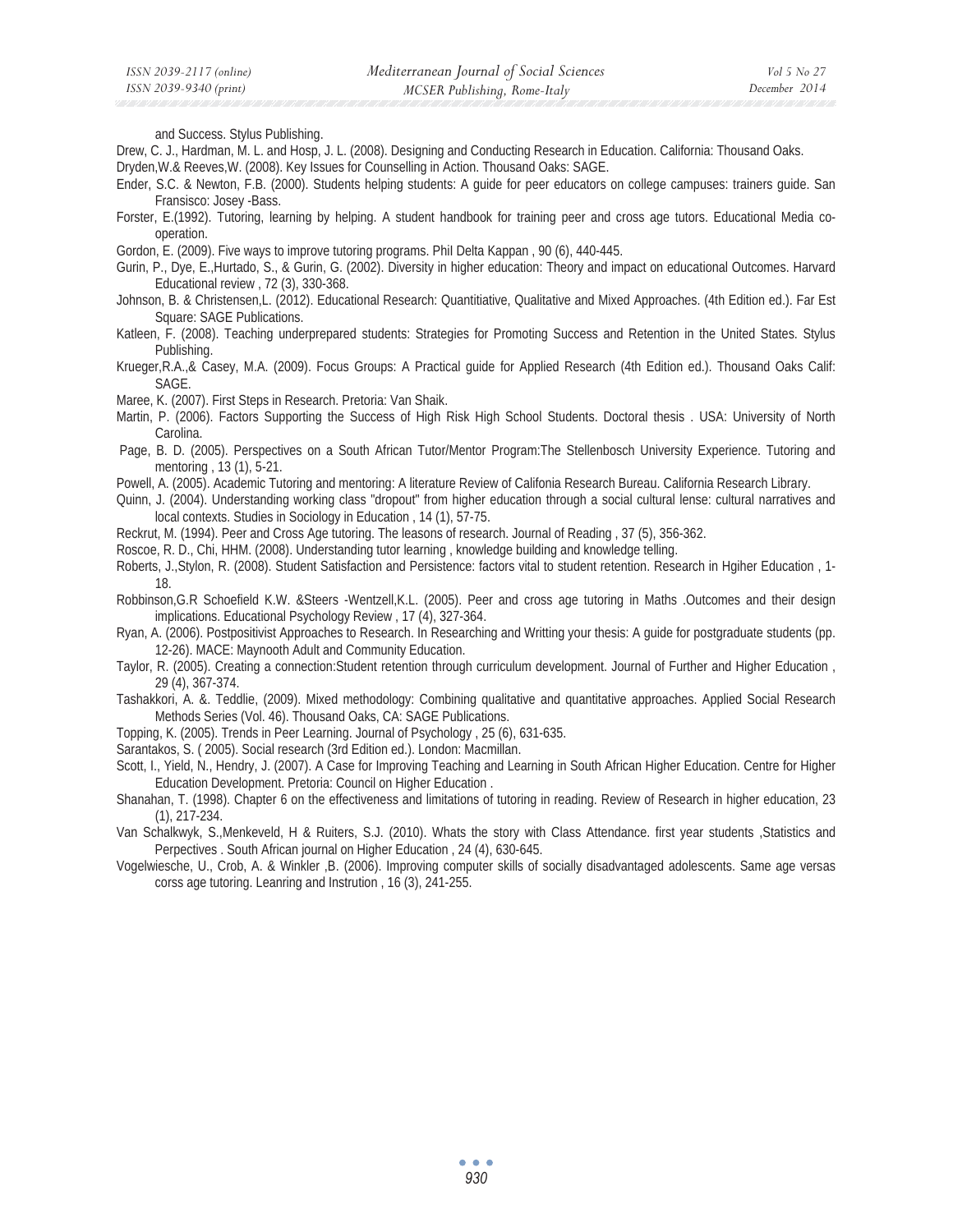and Success. Stylus Publishing.

Drew, C. J., Hardman, M. L. and Hosp, J. L. (2008). Designing and Conducting Research in Education. California: Thousand Oaks.

Dryden,W.& Reeves,W. (2008). Key Issues for Counselling in Action. Thousand Oaks: SAGE.

Ender, S.C. & Newton, F.B. (2000). Students helping students: A guide for peer educators on college campuses: trainers guide. San Fransisco: Josey -Bass.

Forster, E.(1992). Tutoring, learning by helping. A student handbook for training peer and cross age tutors. Educational Media co-operation.

Gordon, E. (2009). Five ways to improve tutoring programs. Phil Delta Kappan , 90 (6), 440-445.

Gurin, P., Dye, E.,Hurtado, S., & Gurin, G. (2002). Diversity in higher education: Theory and impact on educational Outcomes. Harvard Educational review , 72 (3), 330-368.

Johnson, B. & Christensen,L. (2012). Educational Research: Quantitiative, Qualitative and Mixed Approaches. (4th Edition ed.). Far Est Square: SAGE Publications.

Katleen, F. (2008). Teaching underprepared students: Strategies for Promoting Success and Retention in the United States. Stylus Publishing.

Krueger,R.A.,& Casey, M.A. (2009). Focus Groups: A Practical guide for Applied Research (4th Edition ed.). Thousand Oaks Calif: SAGE.

Maree, K. (2007). First Steps in Research. Pretoria: Van Shaik.

Martin, P. (2006). Factors Supporting the Success of High Risk High School Students. Doctoral thesis . USA: University of North Carolina.

Page, B. D. (2005). Perspectives on a South African Tutor/Mentor Program:The Stellenbosch University Experience. Tutoring and mentoring , 13 (1), 5-21.

Powell, A. (2005). Academic Tutoring and mentoring: A literature Review of Califonia Research Bureau. California Research Library.

Quinn, J. (2004). Understanding working class "dropout" from higher education through a social cultural lense: cultural narratives and local contexts. Studies in Sociology in Education , 14 (1), 57-75.

Reckrut, M. (1994). Peer and Cross Age tutoring. The leasons of research. Journal of Reading , 37 (5), 356-362.

Roscoe, R. D., Chi, HHM. (2008). Understanding tutor learning , knowledge building and knowledge telling.

Roberts, J.,Stylon, R. (2008). Student Satisfaction and Persistence: factors vital to student retention. Research in Hgiher Education , 1-18.

Robbinson,G.R Schoefield K.W. &Steers -Wentzell,K.L. (2005). Peer and cross age tutoring in Maths .Outcomes and their design implications. Educational Psychology Review , 17 (4), 327-364.

Ryan, A. (2006). Postpositivist Approaches to Research. In Researching and Writting your thesis: A guide for postgraduate students (pp. 12-26). MACE: Maynooth Adult and Community Education.

Taylor, R. (2005). Creating a connection:Student retention through curriculum development. Journal of Further and Higher Education , 29 (4), 367-374.

Tashakkori, A. &. Teddlie, (2009). Mixed methodology: Combining qualitative and quantitative approaches. Applied Social Research Methods Series (Vol. 46). Thousand Oaks, CA: SAGE Publications.

Topping, K. (2005). Trends in Peer Learning. Journal of Psychology , 25 (6), 631-635.

Sarantakos, S. ( 2005). Social research (3rd Edition ed.). London: Macmillan.

Scott, I., Yield, N., Hendry, J. (2007). A Case for Improving Teaching and Learning in South African Higher Education. Centre for Higher Education Development. Pretoria: Council on Higher Education .

Shanahan, T. (1998). Chapter 6 on the effectiveness and limitations of tutoring in reading. Review of Research in higher education, 23 (1), 217-234.

Van Schalkwyk, S.,Menkeveld, H & Ruiters, S.J. (2010). Whats the story with Class Attendance. first year students ,Statistics and Perpectives . South African journal on Higher Education , 24 (4), 630-645.

Vogelwiesche, U., Crob, A. & Winkler ,B. (2006). Improving computer skills of socially disadvantaged adolescents. Same age versas corss age tutoring. Leanring and Instrution , 16 (3), 241-255.